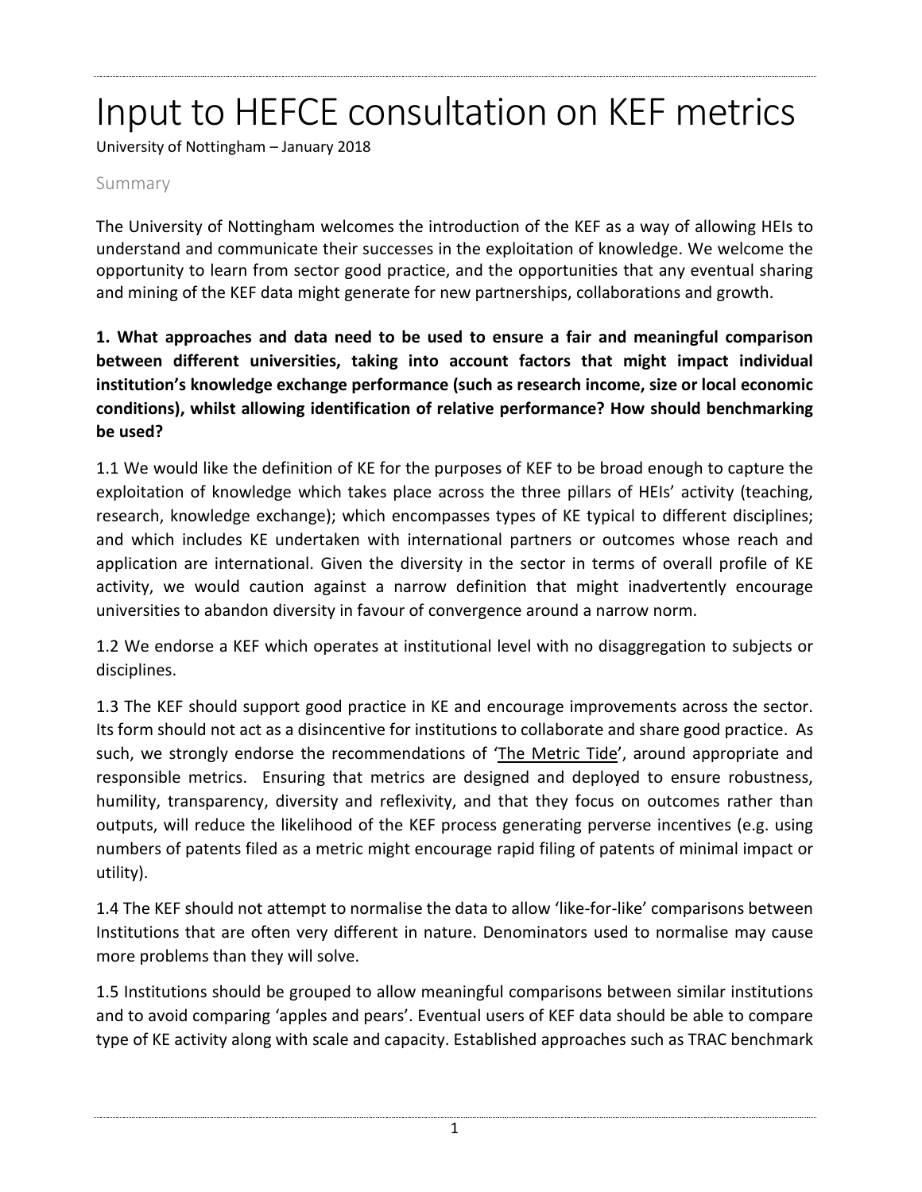# Input to HEFCE consultation on KEF metrics

University of Nottingham – January 2018

## Summary

The University of Nottingham welcomes the introduction of the KEF as a way of allowing HEIs to understand and communicate their successes in the exploitation of knowledge. We welcome the opportunity to learn from sector good practice, and the opportunities that any eventual sharing and mining of the KEF data might generate for new partnerships, collaborations and growth.

**1. What approaches and data need to be used to ensure a fair and meaningful comparison between different universities, taking into account factors that might impact individual institution's knowledge exchange performance (such as research income, size or local economic conditions), whilst allowing identification of relative performance? How should benchmarking be used?**

1.1 We would like the definition of KE for the purposes of KEF to be broad enough to capture the exploitation of knowledge which takes place across the three pillars of HEIs' activity (teaching, research, knowledge exchange); which encompasses types of KE typical to different disciplines; and which includes KE undertaken with international partners or outcomes whose reach and application are international. Given the diversity in the sector in terms of overall profile of KE activity, we would caution against a narrow definition that might inadvertently encourage universities to abandon diversity in favour of convergence around a narrow norm.

1.2 We endorse a KEF which operates at institutional level with no disaggregation to subjects or disciplines.

1.3 The KEF should support good practice in KE and encourage improvements across the sector. Its form should not act as a disincentive for institutions to collaborate and share good practice. As such, we strongly endorse the recommendations of 'The Metric Tide', around appropriate and responsible metrics. Ensuring that metrics are designed and deployed to ensure robustness, humility, transparency, diversity and reflexivity, and that they focus on outcomes rather than outputs, will reduce the likelihood of the KEF process generating perverse incentives (e.g. using numbers of patents filed as a metric might encourage rapid filing of patents of minimal impact or utility).

1.4 The KEF should not attempt to normalise the data to allow 'like-for-like' comparisons between Institutions that are often very different in nature. Denominators used to normalise may cause more problems than they will solve.

1.5 Institutions should be grouped to allow meaningful comparisons between similar institutions and to avoid comparing 'apples and pears'. Eventual users of KEF data should be able to compare type of KE activity along with scale and capacity. Established approaches such as TRAC benchmark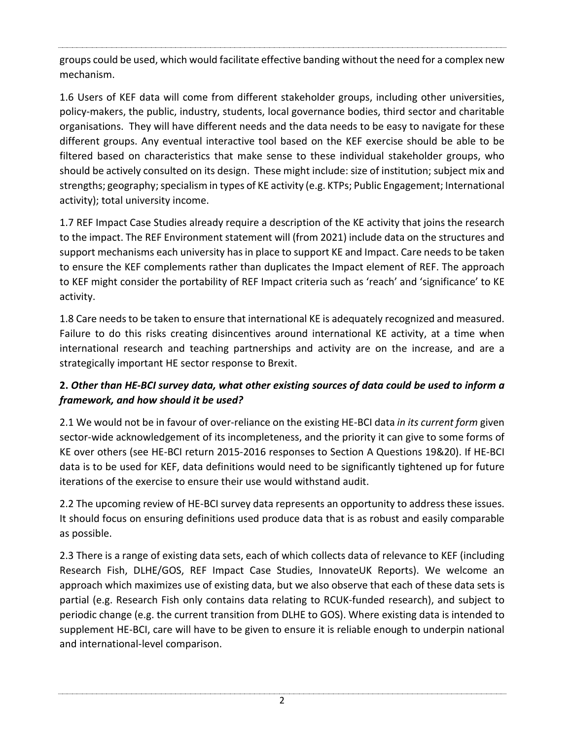groups could be used, which would facilitate effective banding without the need for a complex new mechanism.

1.6 Users of KEF data will come from different stakeholder groups, including other universities, policy-makers, the public, industry, students, local governance bodies, third sector and charitable organisations. They will have different needs and the data needs to be easy to navigate for these different groups. Any eventual interactive tool based on the KEF exercise should be able to be filtered based on characteristics that make sense to these individual stakeholder groups, who should be actively consulted on its design. These might include: size of institution; subject mix and strengths; geography; specialism in types of KE activity (e.g. KTPs; Public Engagement; International activity); total university income.

1.7 REF Impact Case Studies already require a description of the KE activity that joins the research to the impact. The REF Environment statement will (from 2021) include data on the structures and support mechanisms each university has in place to support KE and Impact. Care needs to be taken to ensure the KEF complements rather than duplicates the Impact element of REF. The approach to KEF might consider the portability of REF Impact criteria such as 'reach' and 'significance' to KE activity.

1.8 Care needs to be taken to ensure that international KE is adequately recognized and measured. Failure to do this risks creating disincentives around international KE activity, at a time when international research and teaching partnerships and activity are on the increase, and are a strategically important HE sector response to Brexit.

**2. *Other than HE-BCI survey data, what other existing sources of data could be used to inform a framework, and how should it be used?***

2.1 We would not be in favour of over-reliance on the existing HE-BCI data *in its current form* given sector-wide acknowledgement of its incompleteness, and the priority it can give to some forms of KE over others (see HE-BCI return 2015-2016 responses to Section A Questions 19&20). If HE-BCI data is to be used for KEF, data definitions would need to be significantly tightened up for future iterations of the exercise to ensure their use would withstand audit.

2.2 The upcoming review of HE-BCI survey data represents an opportunity to address these issues. It should focus on ensuring definitions used produce data that is as robust and easily comparable as possible.

2.3 There is a range of existing data sets, each of which collects data of relevance to KEF (including Research Fish, DLHE/GOS, REF Impact Case Studies, InnovateUK Reports). We welcome an approach which maximizes use of existing data, but we also observe that each of these data sets is partial (e.g. Research Fish only contains data relating to RCUK-funded research), and subject to periodic change (e.g. the current transition from DLHE to GOS). Where existing data is intended to supplement HE-BCI, care will have to be given to ensure it is reliable enough to underpin national and international-level comparison.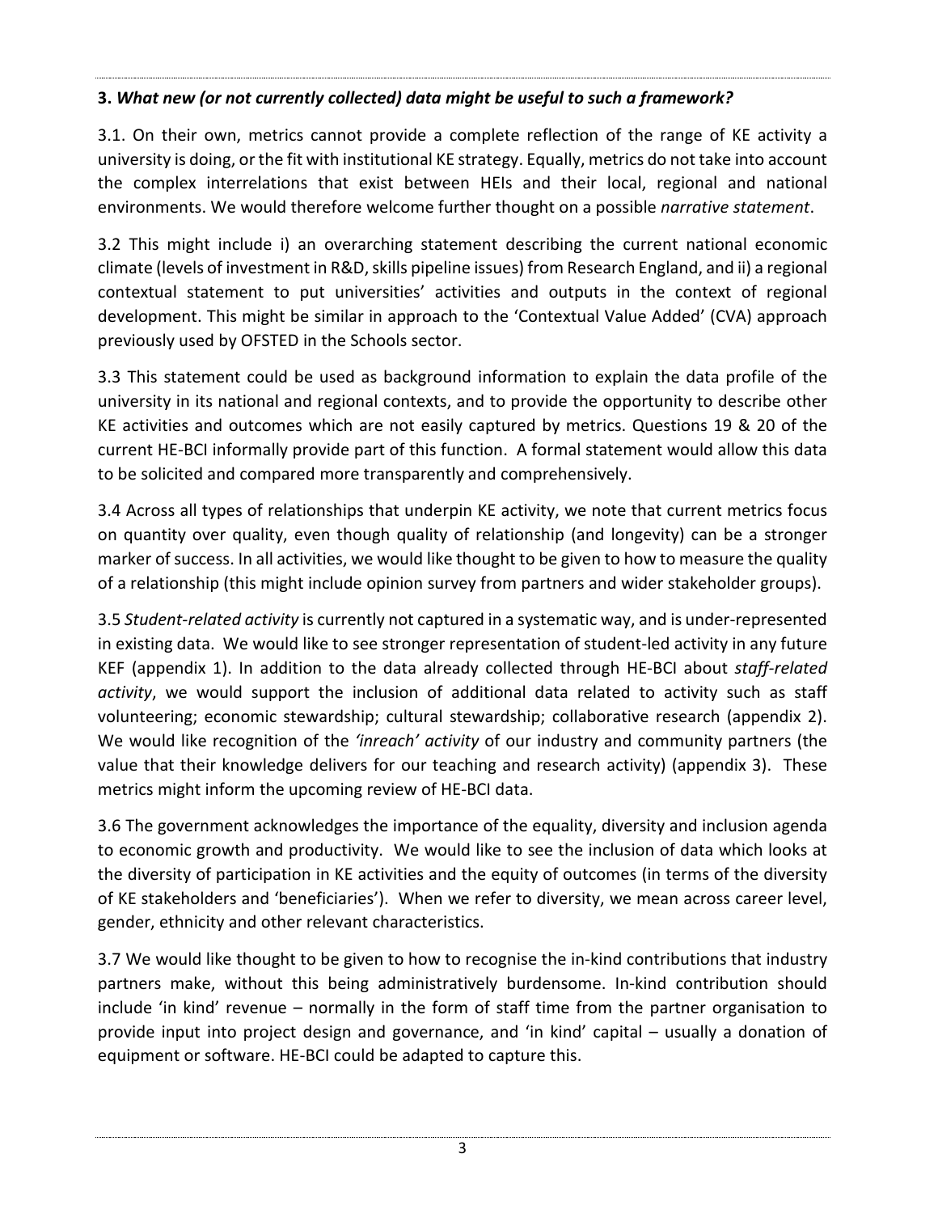**3.** ***What new (or not currently collected) data might be useful to such a framework?***

3.1. On their own, metrics cannot provide a complete reflection of the range of KE activity a university is doing, or the fit with institutional KE strategy. Equally, metrics do not take into account the complex interrelations that exist between HEIs and their local, regional and national environments. We would therefore welcome further thought on a possible *narrative statement*.

3.2 This might include i) an overarching statement describing the current national economic climate (levels of investment in R&D, skills pipeline issues) from Research England, and ii) a regional contextual statement to put universities' activities and outputs in the context of regional development. This might be similar in approach to the 'Contextual Value Added' (CVA) approach previously used by OFSTED in the Schools sector.

3.3 This statement could be used as background information to explain the data profile of the university in its national and regional contexts, and to provide the opportunity to describe other KE activities and outcomes which are not easily captured by metrics. Questions 19 & 20 of the current HE-BCI informally provide part of this function. A formal statement would allow this data to be solicited and compared more transparently and comprehensively.

3.4 Across all types of relationships that underpin KE activity, we note that current metrics focus on quantity over quality, even though quality of relationship (and longevity) can be a stronger marker of success. In all activities, we would like thought to be given to how to measure the quality of a relationship (this might include opinion survey from partners and wider stakeholder groups).

3.5 *Student-related activity* is currently not captured in a systematic way, and is under-represented in existing data. We would like to see stronger representation of student-led activity in any future KEF (appendix 1). In addition to the data already collected through HE-BCI about *staff-related activity*, we would support the inclusion of additional data related to activity such as staff volunteering; economic stewardship; cultural stewardship; collaborative research (appendix 2). We would like recognition of the *'inreach' activity* of our industry and community partners (the value that their knowledge delivers for our teaching and research activity) (appendix 3). These metrics might inform the upcoming review of HE-BCI data.

3.6 The government acknowledges the importance of the equality, diversity and inclusion agenda to economic growth and productivity. We would like to see the inclusion of data which looks at the diversity of participation in KE activities and the equity of outcomes (in terms of the diversity of KE stakeholders and 'beneficiaries'). When we refer to diversity, we mean across career level, gender, ethnicity and other relevant characteristics.

3.7 We would like thought to be given to how to recognise the in-kind contributions that industry partners make, without this being administratively burdensome. In-kind contribution should include 'in kind' revenue – normally in the form of staff time from the partner organisation to provide input into project design and governance, and 'in kind' capital – usually a donation of equipment or software. HE-BCI could be adapted to capture this.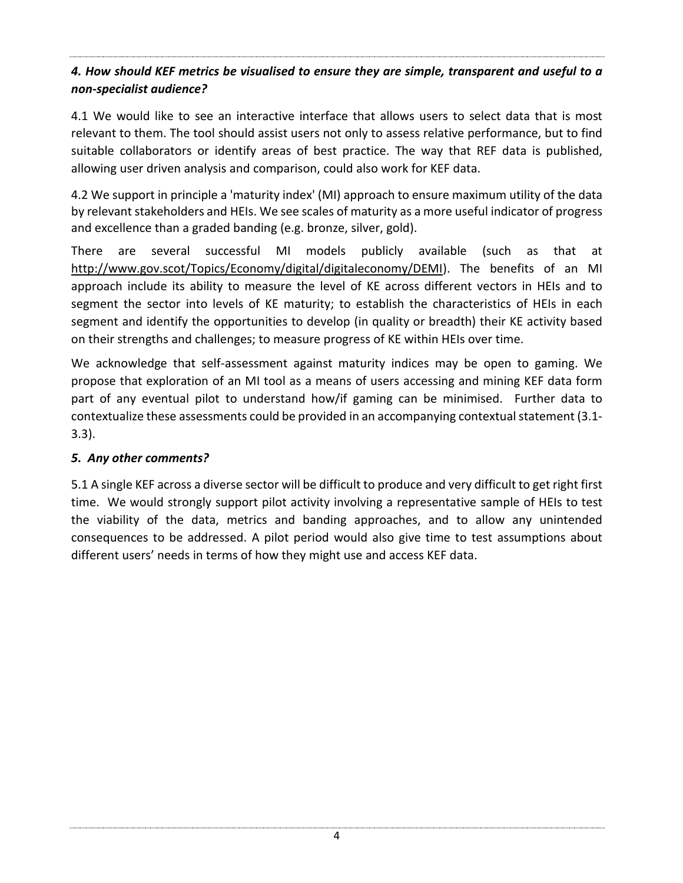### *4. How should KEF metrics be visualised to ensure they are simple, transparent and useful to a non-specialist audience?*

4.1 We would like to see an interactive interface that allows users to select data that is most relevant to them. The tool should assist users not only to assess relative performance, but to find suitable collaborators or identify areas of best practice. The way that REF data is published, allowing user driven analysis and comparison, could also work for KEF data.

4.2 We support in principle a 'maturity index' (MI) approach to ensure maximum utility of the data by relevant stakeholders and HEIs. We see scales of maturity as a more useful indicator of progress and excellence than a graded banding (e.g. bronze, silver, gold).

There are several successful MI models publicly available (such as that at http://www.gov.scot/Topics/Economy/digital/digitaleconomy/DEMI). The benefits of an MI approach include its ability to measure the level of KE across different vectors in HEIs and to segment the sector into levels of KE maturity; to establish the characteristics of HEIs in each segment and identify the opportunities to develop (in quality or breadth) their KE activity based on their strengths and challenges; to measure progress of KE within HEIs over time.

We acknowledge that self-assessment against maturity indices may be open to gaming. We propose that exploration of an MI tool as a means of users accessing and mining KEF data form part of any eventual pilot to understand how/if gaming can be minimised. Further data to contextualize these assessments could be provided in an accompanying contextual statement (3.1-3.3).

### *5. Any other comments?*

5.1 A single KEF across a diverse sector will be difficult to produce and very difficult to get right first time. We would strongly support pilot activity involving a representative sample of HEIs to test the viability of the data, metrics and banding approaches, and to allow any unintended consequences to be addressed. A pilot period would also give time to test assumptions about different users' needs in terms of how they might use and access KEF data.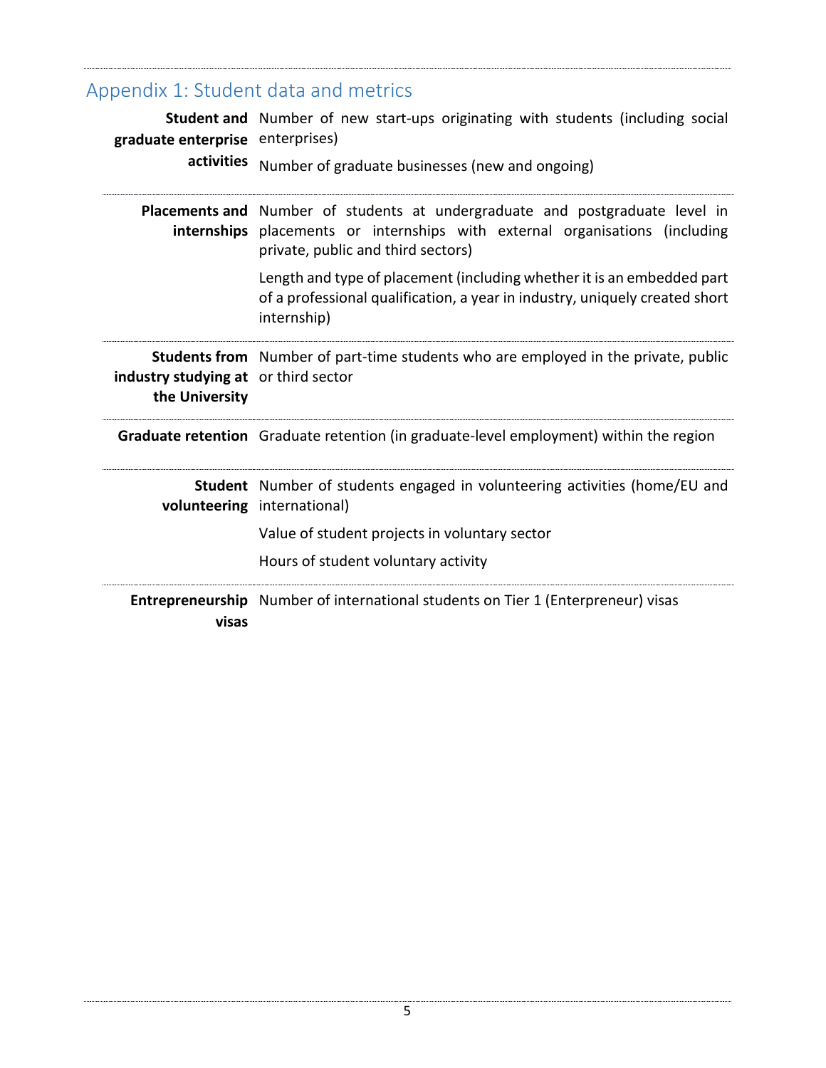## Appendix 1: Student data and metrics

| | |
|---|---|
| **Student and graduate enterprise activities** | Number of new start-ups originating with students (including social enterprises)<br><br>Number of graduate businesses (new and ongoing) |
| **Placements and internships** | Number of students at undergraduate and postgraduate level in placements or internships with external organisations (including private, public and third sectors)<br><br>Length and type of placement (including whether it is an embedded part of a professional qualification, a year in industry, uniquely created short internship) |
| **Students from industry studying at the University** | Number of part-time students who are employed in the private, public or third sector |
| **Graduate retention** | Graduate retention (in graduate-level employment) within the region |
| **Student volunteering** | Number of students engaged in volunteering activities (home/EU and international)<br><br>Value of student projects in voluntary sector<br><br>Hours of student voluntary activity |
| **Entrepreneurship visas** | Number of international students on Tier 1 (Enterpreneur) visas |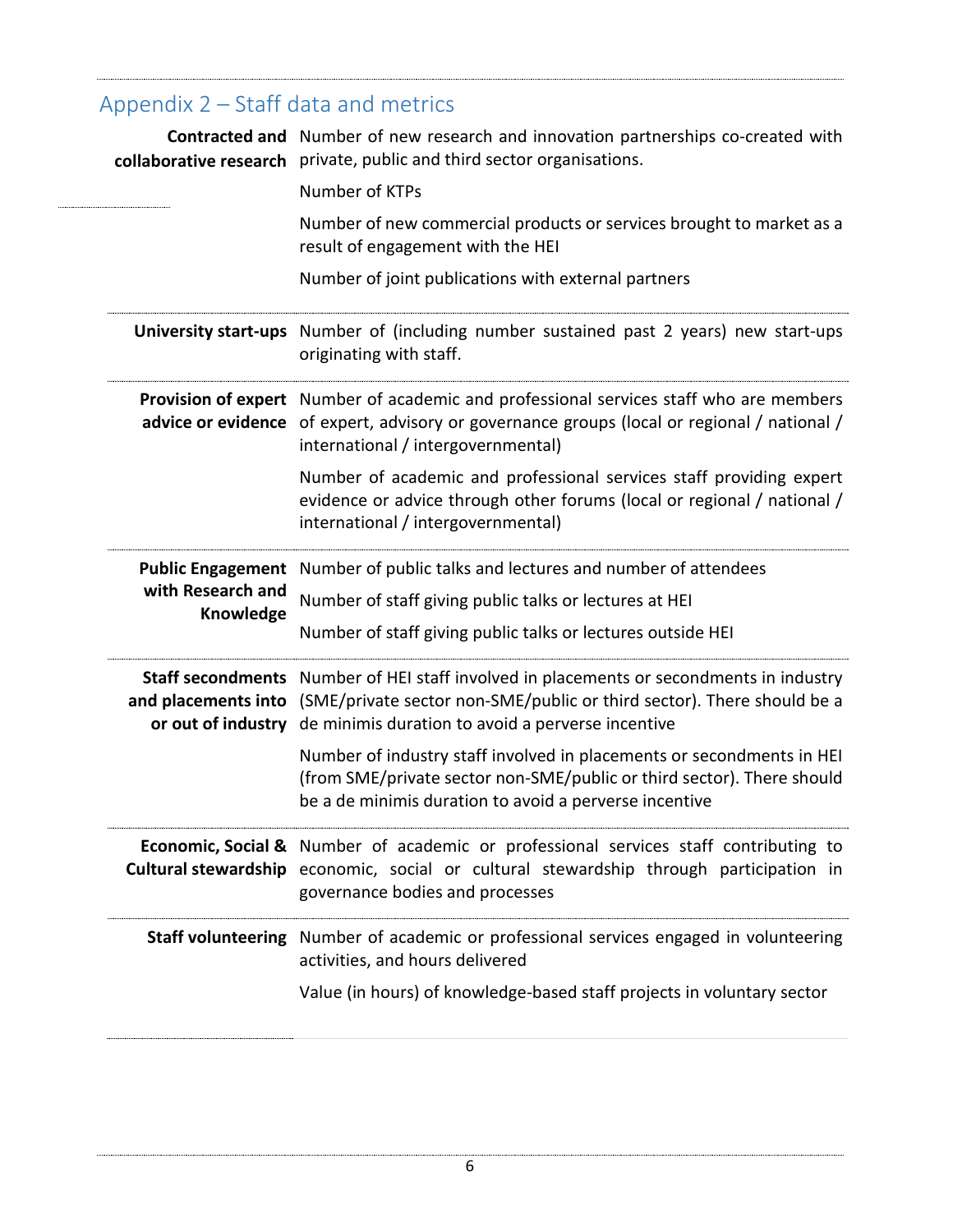## Appendix 2 – Staff data and metrics

| Category | Metric |
|---|---|
| **Contracted and collaborative research** | Number of new research and innovation partnerships co-created with private, public and third sector organisations. |
| | Number of KTPs |
| | Number of new commercial products or services brought to market as a result of engagement with the HEI |
| | Number of joint publications with external partners |
| **University start-ups** | Number of (including number sustained past 2 years) new start-ups originating with staff. |
| **Provision of expert advice or evidence** | Number of academic and professional services staff who are members of expert, advisory or governance groups (local or regional / national / international / intergovernmental) |
| | Number of academic and professional services staff providing expert evidence or advice through other forums (local or regional / national / international / intergovernmental) |
| **Public Engagement with Research and Knowledge** | Number of public talks and lectures and number of attendees |
| | Number of staff giving public talks or lectures at HEI |
| | Number of staff giving public talks or lectures outside HEI |
| **Staff secondments and placements into or out of industry** | Number of HEI staff involved in placements or secondments in industry (SME/private sector non-SME/public or third sector). There should be a de minimis duration to avoid a perverse incentive |
| | Number of industry staff involved in placements or secondments in HEI (from SME/private sector non-SME/public or third sector). There should be a de minimis duration to avoid a perverse incentive |
| **Economic, Social & Cultural stewardship** | Number of academic or professional services staff contributing to economic, social or cultural stewardship through participation in governance bodies and processes |
| **Staff volunteering** | Number of academic or professional services engaged in volunteering activities, and hours delivered |
| | Value (in hours) of knowledge-based staff projects in voluntary sector |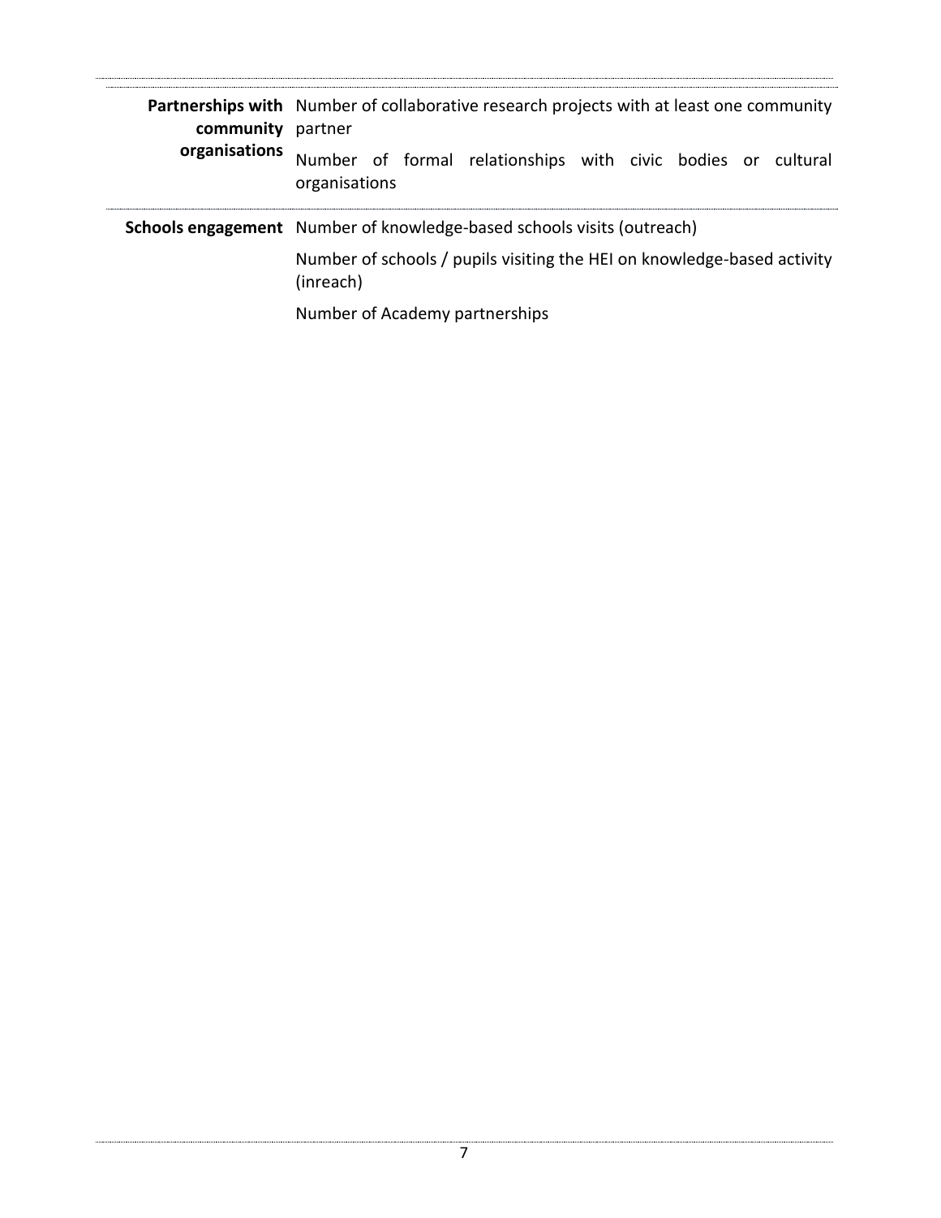| | |
|---|---|
| **Partnerships with community organisations** | Number of collaborative research projects with at least one community partner |
| | Number of formal relationships with civic bodies or cultural organisations |
| **Schools engagement** | Number of knowledge-based schools visits (outreach) |
| | Number of schools / pupils visiting the HEI on knowledge-based activity (inreach) |
| | Number of Academy partnerships |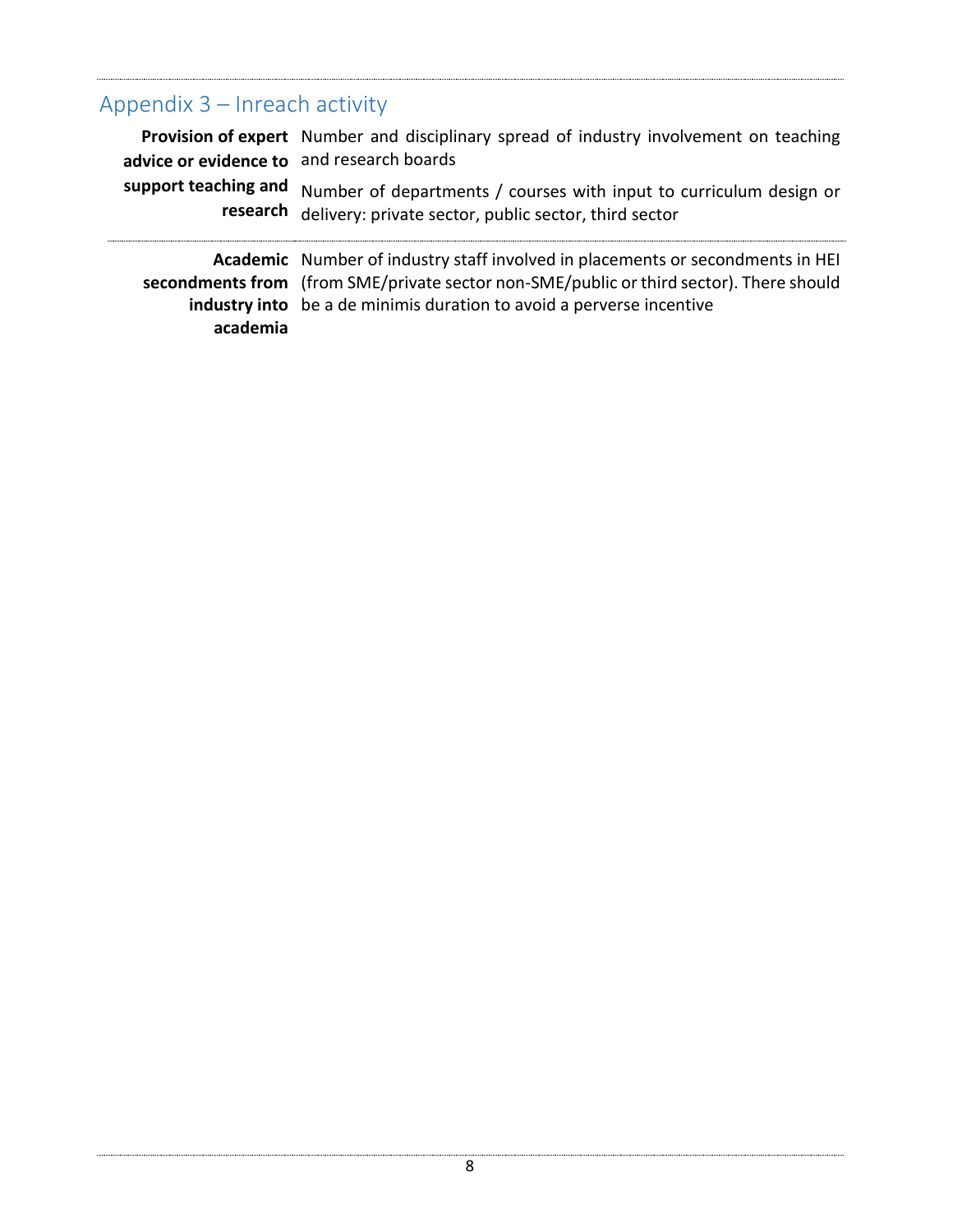## Appendix 3 – Inreach activity

| | |
|---|---|
| **Provision of expert advice or evidence to support teaching and research** | Number and disciplinary spread of industry involvement on teaching and research boards<br><br>Number of departments / courses with input to curriculum design or delivery: private sector, public sector, third sector |
| **Academic secondments from industry into academia** | Number of industry staff involved in placements or secondments in HEI (from SME/private sector non-SME/public or third sector). There should be a de minimis duration to avoid a perverse incentive |